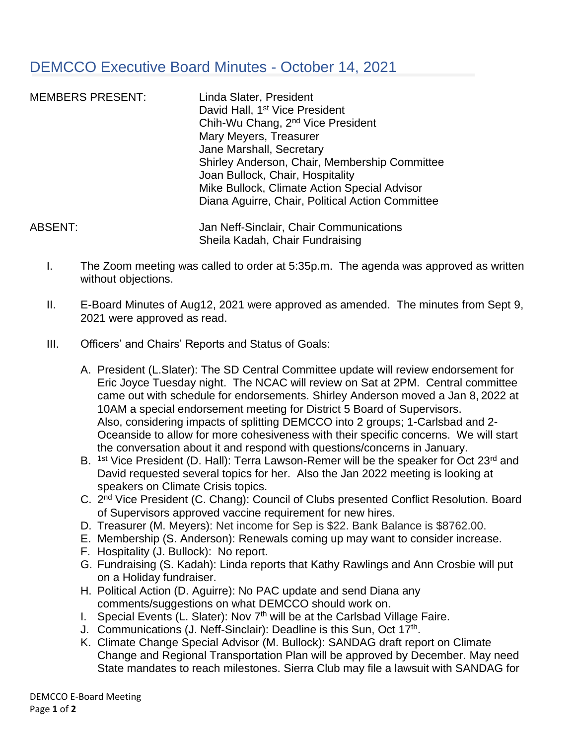# DEMCCO Executive Board Minutes - October 14, 2021

| MEMBERS PRESENT: | Linda Slater, President |
| --- | --- |
| | David Hall, 1st Vice President |
| | Chih-Wu Chang, 2nd Vice President |
| | Mary Meyers, Treasurer |
| | Jane Marshall, Secretary |
| | Shirley Anderson, Chair, Membership Committee |
| | Joan Bullock, Chair, Hospitality |
| | Mike Bullock, Climate Action Special Advisor |
| | Diana Aguirre, Chair, Political Action Committee |
| ABSENT: | Jan Neff-Sinclair, Chair Communications |
| | Sheila Kadah, Chair Fundraising |

I. The Zoom meeting was called to order at 5:35p.m. The agenda was approved as written without objections.

II. E-Board Minutes of Aug12, 2021 were approved as amended. The minutes from Sept 9, 2021 were approved as read.

III. Officers' and Chairs' Reports and Status of Goals:

A. President (L.Slater): The SD Central Committee update will review endorsement for Eric Joyce Tuesday night. The NCAC will review on Sat at 2PM. Central committee came out with schedule for endorsements. Shirley Anderson moved a Jan 8, 2022 at 10AM a special endorsement meeting for District 5 Board of Supervisors. Also, considering impacts of splitting DEMCCO into 2 groups; 1-Carlsbad and 2-Oceanside to allow for more cohesiveness with their specific concerns. We will start the conversation about it and respond with questions/concerns in January.

B. 1st Vice President (D. Hall): Terra Lawson-Remer will be the speaker for Oct 23rd and David requested several topics for her. Also the Jan 2022 meeting is looking at speakers on Climate Crisis topics.

C. 2nd Vice President (C. Chang): Council of Clubs presented Conflict Resolution. Board of Supervisors approved vaccine requirement for new hires.

D. Treasurer (M. Meyers): Net income for Sep is $22. Bank Balance is $8762.00.

E. Membership (S. Anderson): Renewals coming up may want to consider increase.

F. Hospitality (J. Bullock): No report.

G. Fundraising (S. Kadah): Linda reports that Kathy Rawlings and Ann Crosbie will put on a Holiday fundraiser.

H. Political Action (D. Aguirre): No PAC update and send Diana any comments/suggestions on what DEMCCO should work on.

I. Special Events (L. Slater): Nov 7th will be at the Carlsbad Village Faire.

J. Communications (J. Neff-Sinclair): Deadline is this Sun, Oct 17th.

K. Climate Change Special Advisor (M. Bullock): SANDAG draft report on Climate Change and Regional Transportation Plan will be approved by December. May need State mandates to reach milestones. Sierra Club may file a lawsuit with SANDAG for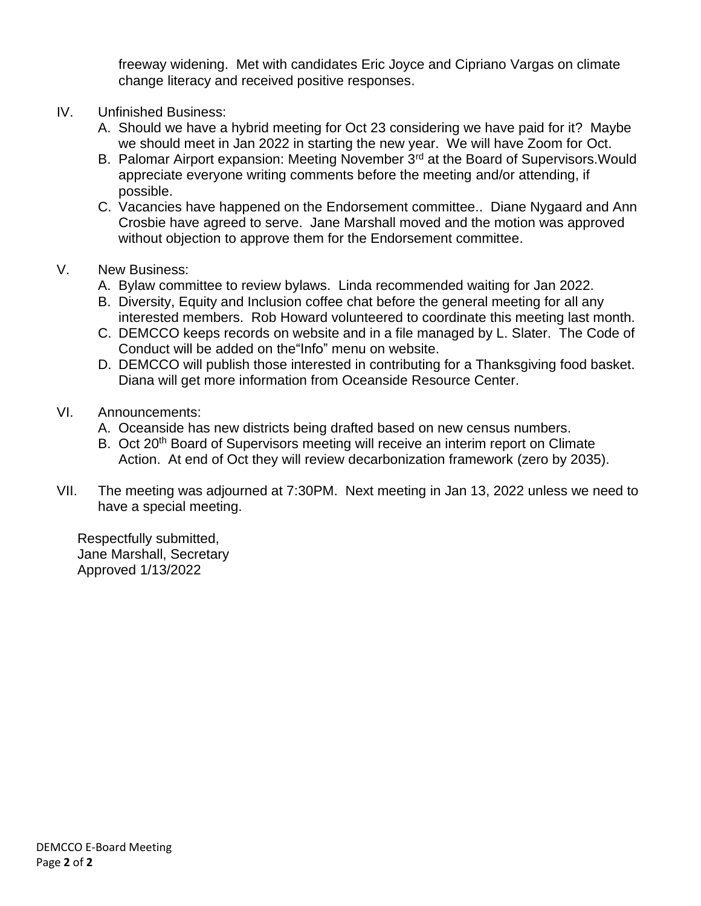freeway widening. Met with candidates Eric Joyce and Cipriano Vargas on climate change literacy and received positive responses.

IV. Unfinished Business:
   A. Should we have a hybrid meeting for Oct 23 considering we have paid for it? Maybe we should meet in Jan 2022 in starting the new year. We will have Zoom for Oct.
   B. Palomar Airport expansion: Meeting November 3rd at the Board of Supervisors.Would appreciate everyone writing comments before the meeting and/or attending, if possible.
   C. Vacancies have happened on the Endorsement committee.. Diane Nygaard and Ann Crosbie have agreed to serve. Jane Marshall moved and the motion was approved without objection to approve them for the Endorsement committee.

V. New Business:
   A. Bylaw committee to review bylaws. Linda recommended waiting for Jan 2022.
   B. Diversity, Equity and Inclusion coffee chat before the general meeting for all any interested members. Rob Howard volunteered to coordinate this meeting last month.
   C. DEMCCO keeps records on website and in a file managed by L. Slater. The Code of Conduct will be added on the"Info" menu on website.
   D. DEMCCO will publish those interested in contributing for a Thanksgiving food basket. Diana will get more information from Oceanside Resource Center.

VI. Announcements:
   A. Oceanside has new districts being drafted based on new census numbers.
   B. Oct 20th Board of Supervisors meeting will receive an interim report on Climate Action. At end of Oct they will review decarbonization framework (zero by 2035).

VII. The meeting was adjourned at 7:30PM. Next meeting in Jan 13, 2022 unless we need to have a special meeting.

Respectfully submitted,
Jane Marshall, Secretary
Approved 1/13/2022